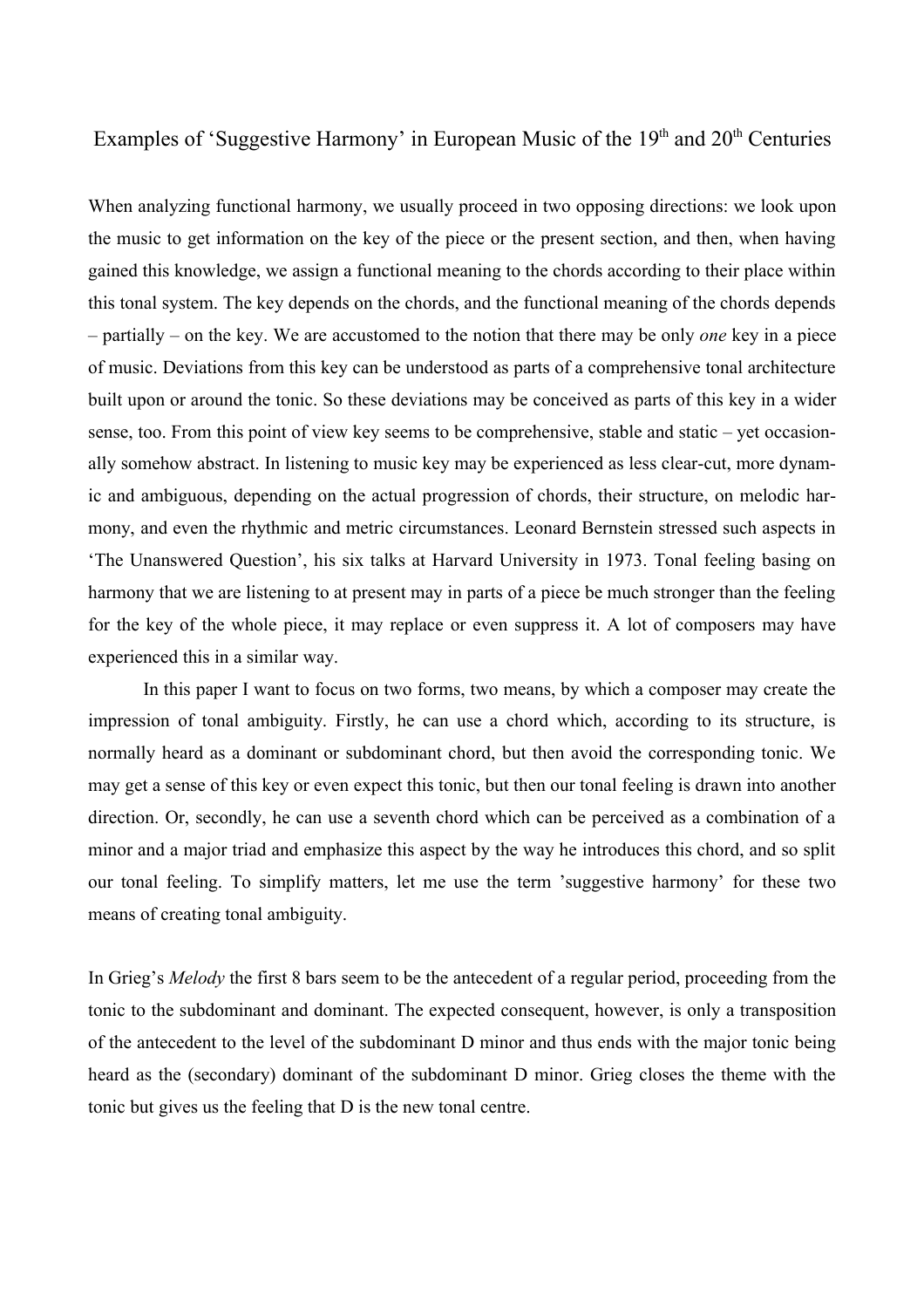# Examples of 'Suggestive Harmony' in European Music of the 19th and 20th Centuries

When analyzing functional harmony, we usually proceed in two opposing directions: we look upon the music to get information on the key of the piece or the present section, and then, when having gained this knowledge, we assign a functional meaning to the chords according to their place within this tonal system. The key depends on the chords, and the functional meaning of the chords depends – partially – on the key. We are accustomed to the notion that there may be only *one* key in a piece of music. Deviations from this key can be understood as parts of a comprehensive tonal architecture built upon or around the tonic. So these deviations may be conceived as parts of this key in a wider sense, too. From this point of view key seems to be comprehensive, stable and static – yet occasionally somehow abstract. In listening to music key may be experienced as less clear-cut, more dynamic and ambiguous, depending on the actual progression of chords, their structure, on melodic harmony, and even the rhythmic and metric circumstances. Leonard Bernstein stressed such aspects in 'The Unanswered Question', his six talks at Harvard University in 1973. Tonal feeling basing on harmony that we are listening to at present may in parts of a piece be much stronger than the feeling for the key of the whole piece, it may replace or even suppress it. A lot of composers may have experienced this in a similar way.

In this paper I want to focus on two forms, two means, by which a composer may create the impression of tonal ambiguity. Firstly, he can use a chord which, according to its structure, is normally heard as a dominant or subdominant chord, but then avoid the corresponding tonic. We may get a sense of this key or even expect this tonic, but then our tonal feeling is drawn into another direction. Or, secondly, he can use a seventh chord which can be perceived as a combination of a minor and a major triad and emphasize this aspect by the way he introduces this chord, and so split our tonal feeling. To simplify matters, let me use the term 'suggestive harmony' for these two means of creating tonal ambiguity.

In Grieg's *Melody* the first 8 bars seem to be the antecedent of a regular period, proceeding from the tonic to the subdominant and dominant. The expected consequent, however, is only a transposition of the antecedent to the level of the subdominant D minor and thus ends with the major tonic being heard as the (secondary) dominant of the subdominant D minor. Grieg closes the theme with the tonic but gives us the feeling that D is the new tonal centre.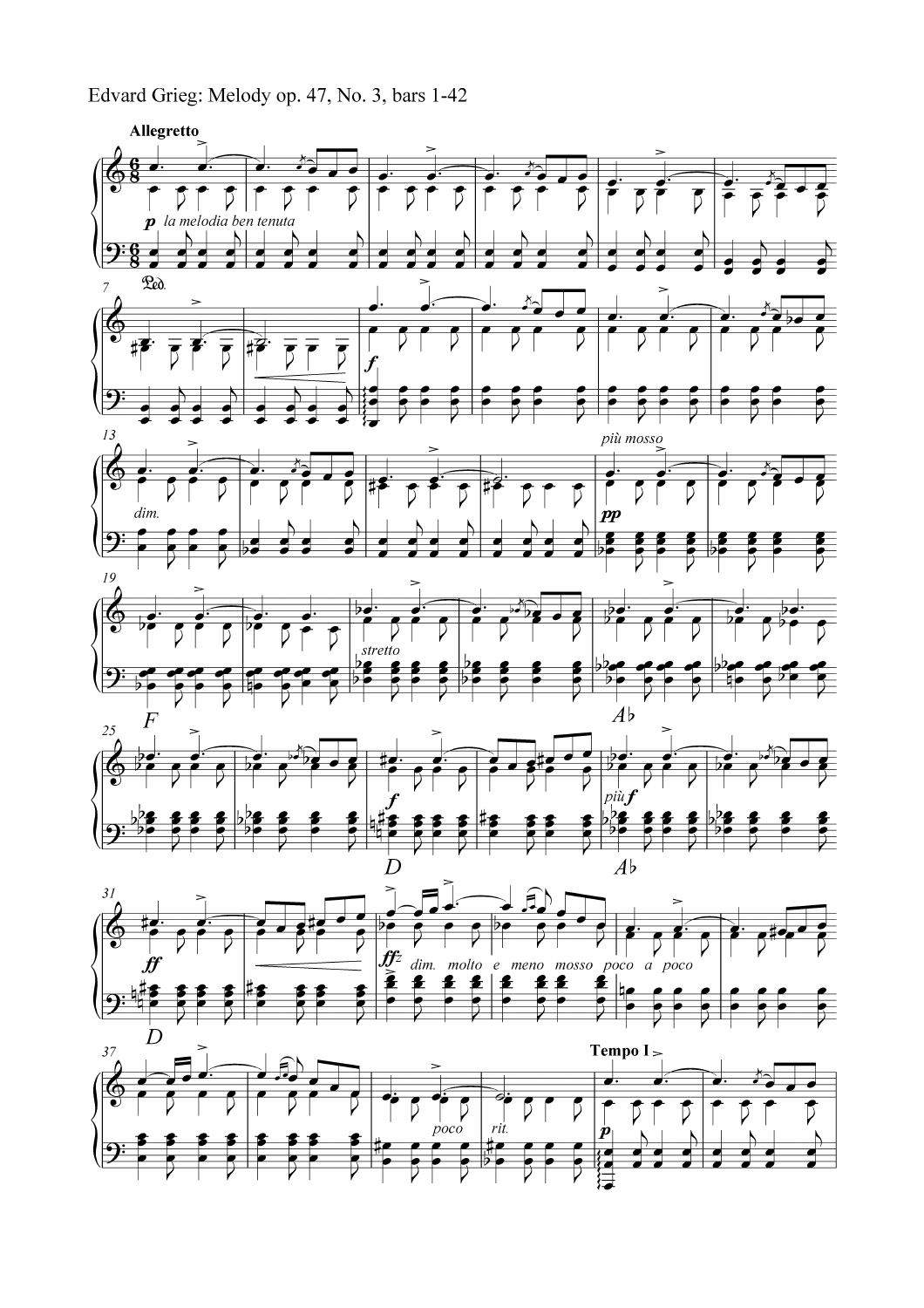Edvard Grieg: Melody op. 47, No. 3, bars 1-42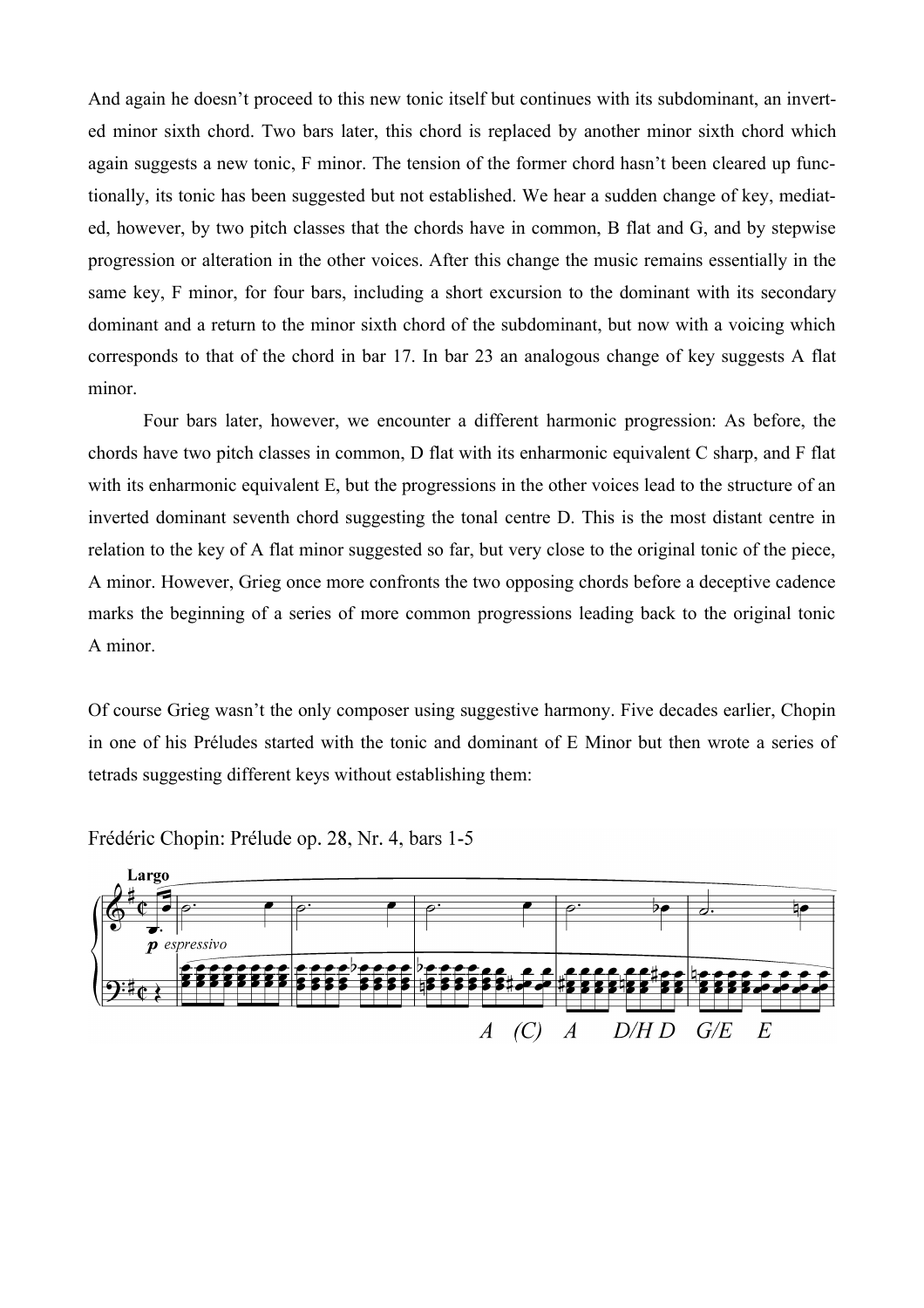And again he doesn't proceed to this new tonic itself but continues with its subdominant, an inverted minor sixth chord. Two bars later, this chord is replaced by another minor sixth chord which again suggests a new tonic, F minor. The tension of the former chord hasn't been cleared up functionally, its tonic has been suggested but not established. We hear a sudden change of key, mediated, however, by two pitch classes that the chords have in common, B flat and G, and by stepwise progression or alteration in the other voices. After this change the music remains essentially in the same key, F minor, for four bars, including a short excursion to the dominant with its secondary dominant and a return to the minor sixth chord of the subdominant, but now with a voicing which corresponds to that of the chord in bar 17. In bar 23 an analogous change of key suggests A flat minor.

Four bars later, however, we encounter a different harmonic progression: As before, the chords have two pitch classes in common, D flat with its enharmonic equivalent C sharp, and F flat with its enharmonic equivalent E, but the progressions in the other voices lead to the structure of an inverted dominant seventh chord suggesting the tonal centre D. This is the most distant centre in relation to the key of A flat minor suggested so far, but very close to the original tonic of the piece, A minor. However, Grieg once more confronts the two opposing chords before a deceptive cadence marks the beginning of a series of more common progressions leading back to the original tonic A minor.

Of course Grieg wasn't the only composer using suggestive harmony. Five decades earlier, Chopin in one of his Préludes started with the tonic and dominant of E Minor but then wrote a series of tetrads suggesting different keys without establishing them:

Frédéric Chopin: Prélude op. 28, Nr. 4, bars 1-5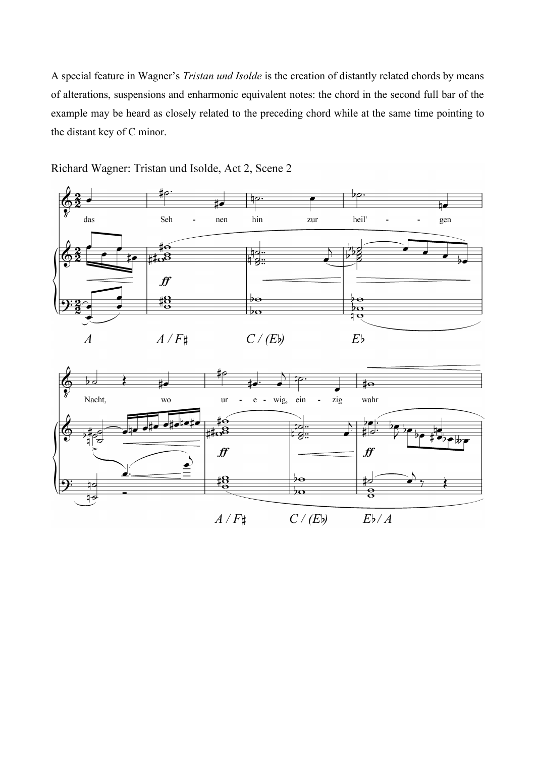A special feature in Wagner's *Tristan und Isolde* is the creation of distantly related chords by means of alterations, suspensions and enharmonic equivalent notes: the chord in the second full bar of the example may be heard as closely related to the preceding chord while at the same time pointing to the distant key of C minor.

Richard Wagner: Tristan und Isolde, Act 2, Scene 2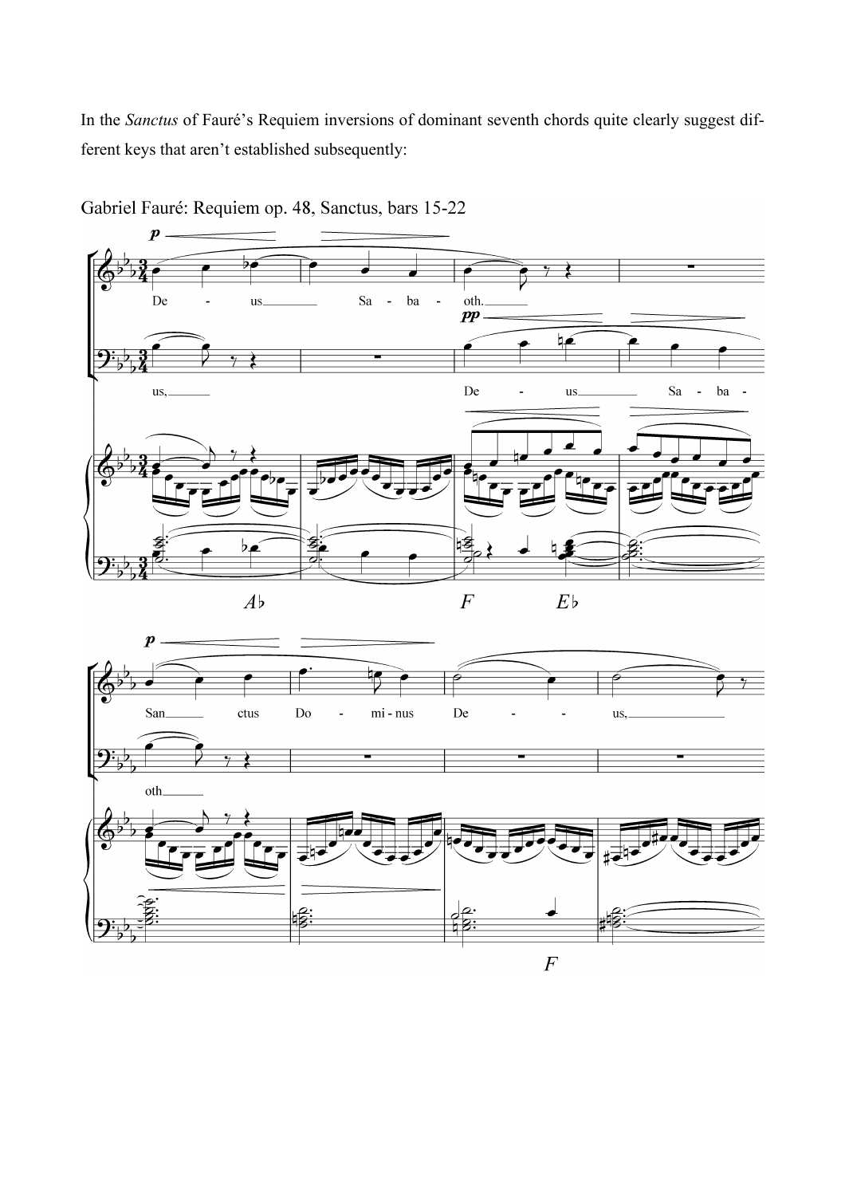In the *Sanctus* of Fauré's Requiem inversions of dominant seventh chords quite clearly suggest different keys that aren't established subsequently:

Gabriel Fauré: Requiem op. 48, Sanctus, bars 15-22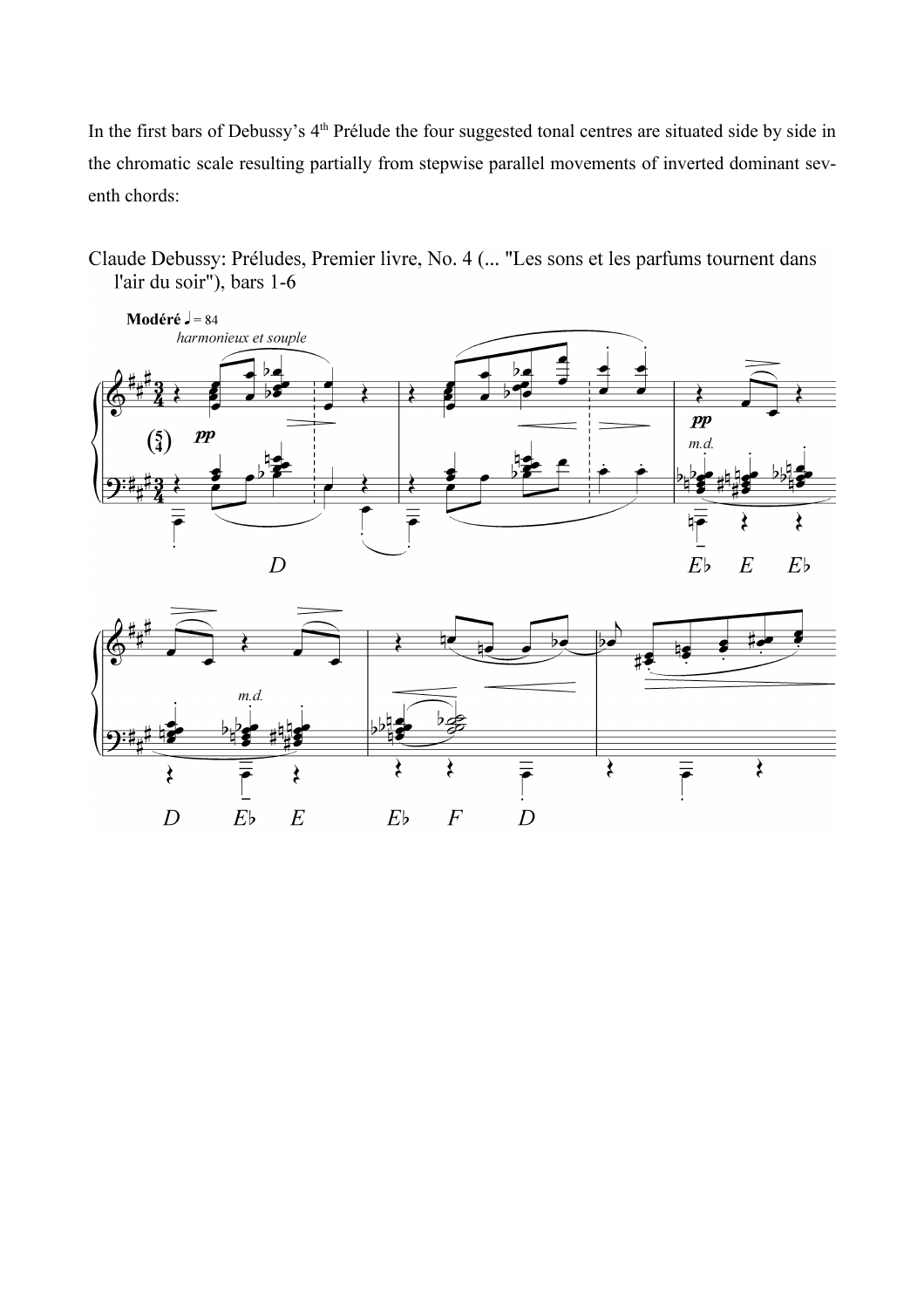In the first bars of Debussy's 4th Prélude the four suggested tonal centres are situated side by side in the chromatic scale resulting partially from stepwise parallel movements of inverted dominant seventh chords:

Claude Debussy: Préludes, Premier livre, No. 4 (... "Les sons et les parfums tournent dans l'air du soir"), bars 1-6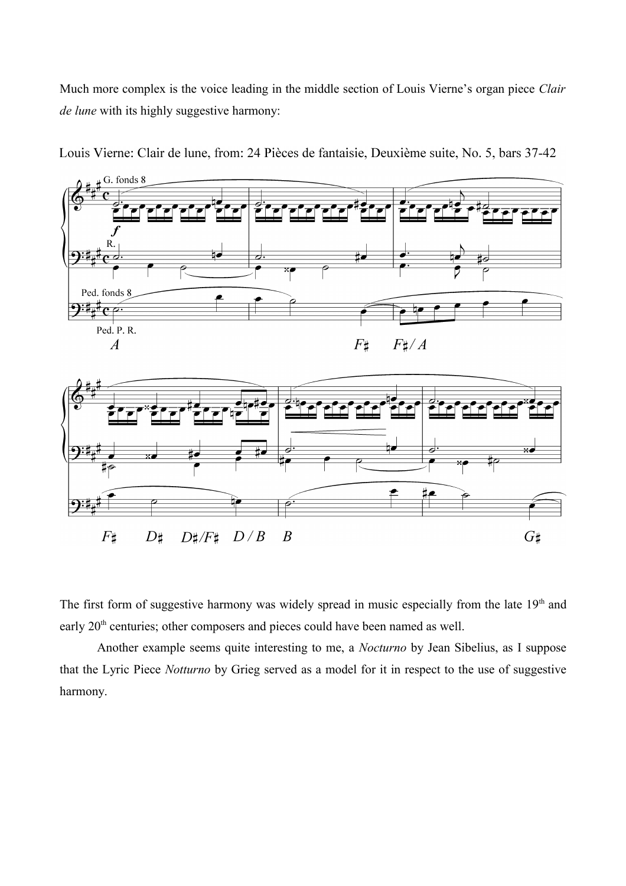Much more complex is the voice leading in the middle section of Louis Vierne's organ piece *Clair de lune* with its highly suggestive harmony:

Louis Vierne: Clair de lune, from: 24 Pièces de fantaisie, Deuxième suite, No. 5, bars 37-42

The first form of suggestive harmony was widely spread in music especially from the late 19th and early 20th centuries; other composers and pieces could have been named as well.

Another example seems quite interesting to me, a *Nocturno* by Jean Sibelius, as I suppose that the Lyric Piece *Notturno* by Grieg served as a model for it in respect to the use of suggestive harmony.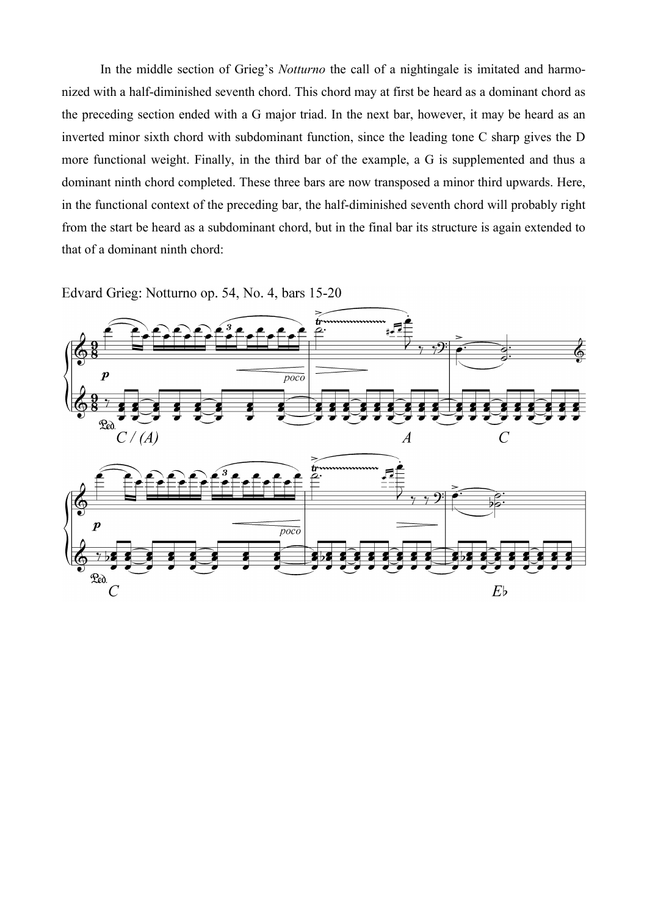In the middle section of Grieg's *Notturno* the call of a nightingale is imitated and harmonized with a half-diminished seventh chord. This chord may at first be heard as a dominant chord as the preceding section ended with a G major triad. In the next bar, however, it may be heard as an inverted minor sixth chord with subdominant function, since the leading tone C sharp gives the D more functional weight. Finally, in the third bar of the example, a G is supplemented and thus a dominant ninth chord completed. These three bars are now transposed a minor third upwards. Here, in the functional context of the preceding bar, the half-diminished seventh chord will probably right from the start be heard as a subdominant chord, but in the final bar its structure is again extended to that of a dominant ninth chord:

Edvard Grieg: Notturno op. 54, No. 4, bars 15-20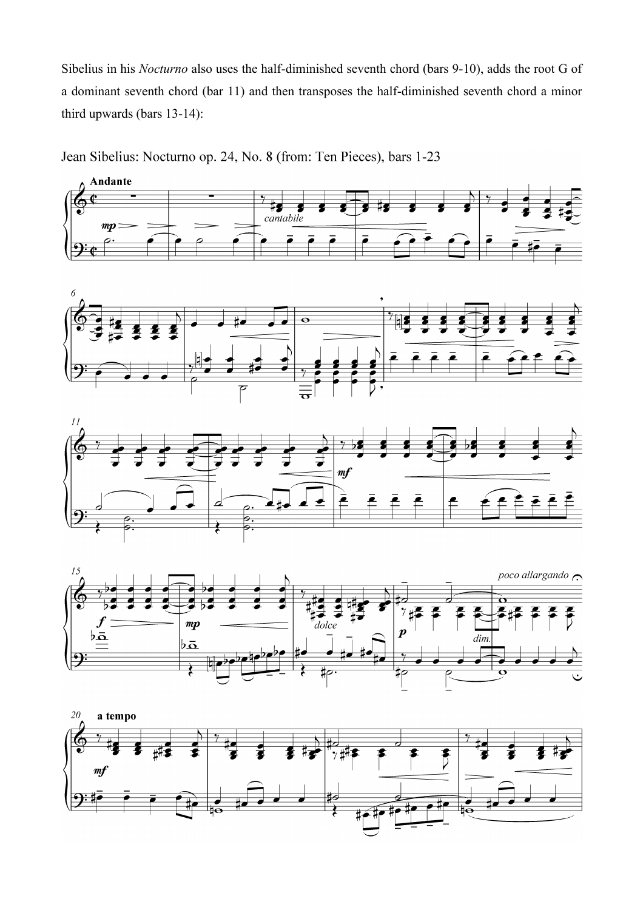Sibelius in his *Nocturno* also uses the half-diminished seventh chord (bars 9-10), adds the root G of a dominant seventh chord (bar 11) and then transposes the half-diminished seventh chord a minor third upwards (bars 13-14):

Jean Sibelius: Nocturno op. 24, No. 8 (from: Ten Pieces), bars 1-23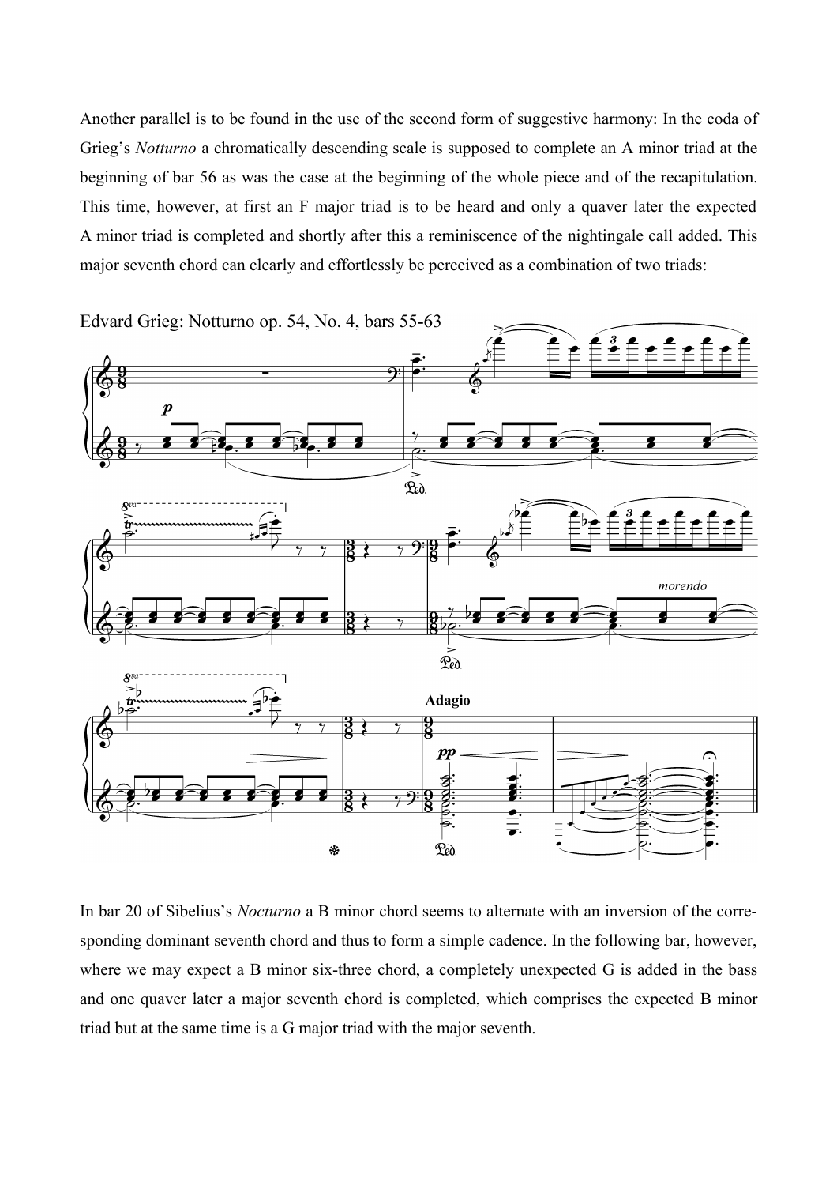Another parallel is to be found in the use of the second form of suggestive harmony: In the coda of Grieg's *Notturno* a chromatically descending scale is supposed to complete an A minor triad at the beginning of bar 56 as was the case at the beginning of the whole piece and of the recapitulation. This time, however, at first an F major triad is to be heard and only a quaver later the expected A minor triad is completed and shortly after this a reminiscence of the nightingale call added. This major seventh chord can clearly and effortlessly be perceived as a combination of two triads:

Edvard Grieg: Notturno op. 54, No. 4, bars 55-63

In bar 20 of Sibelius's *Nocturno* a B minor chord seems to alternate with an inversion of the corresponding dominant seventh chord and thus to form a simple cadence. In the following bar, however, where we may expect a B minor six-three chord, a completely unexpected G is added in the bass and one quaver later a major seventh chord is completed, which comprises the expected B minor triad but at the same time is a G major triad with the major seventh.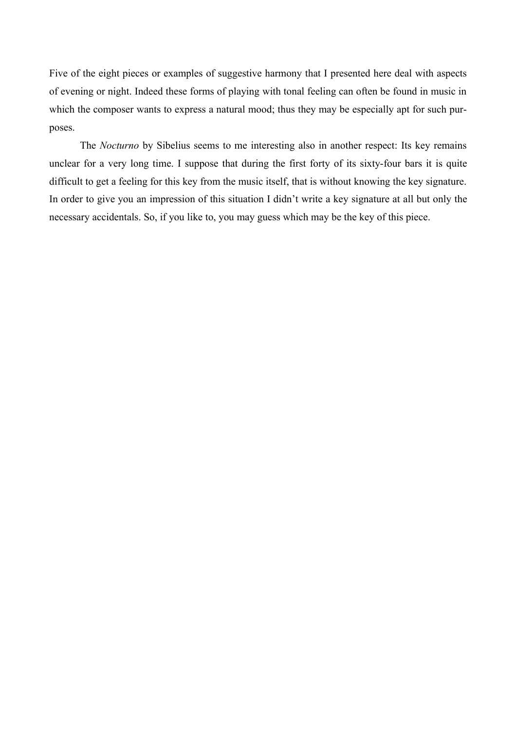Five of the eight pieces or examples of suggestive harmony that I presented here deal with aspects of evening or night. Indeed these forms of playing with tonal feeling can often be found in music in which the composer wants to express a natural mood; thus they may be especially apt for such purposes.

The *Nocturno* by Sibelius seems to me interesting also in another respect: Its key remains unclear for a very long time. I suppose that during the first forty of its sixty-four bars it is quite difficult to get a feeling for this key from the music itself, that is without knowing the key signature. In order to give you an impression of this situation I didn't write a key signature at all but only the necessary accidentals. So, if you like to, you may guess which may be the key of this piece.